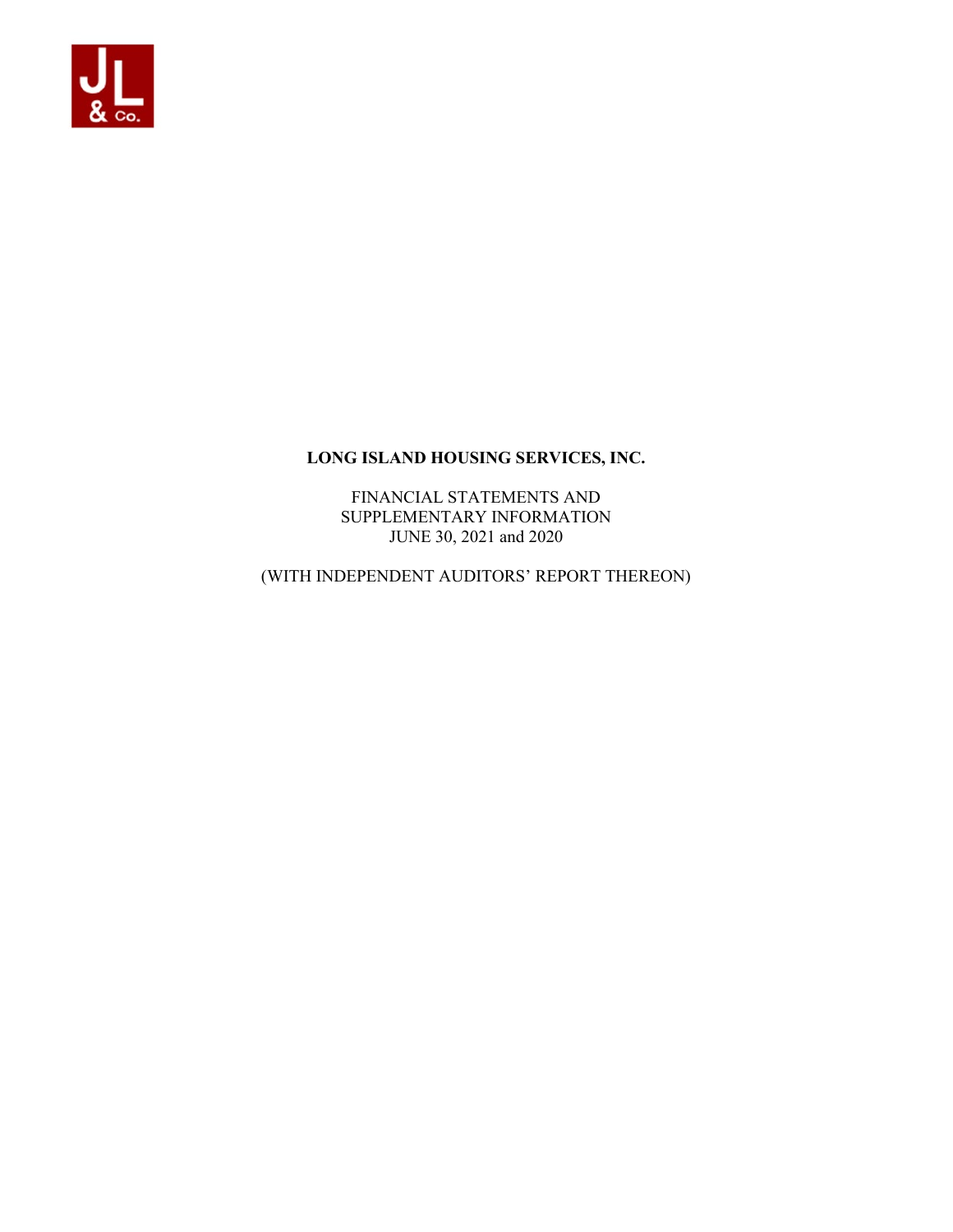JL & Co.

**LONG ISLAND HOUSING SERVICES, INC.**

FINANCIAL STATEMENTS AND
SUPPLEMENTARY INFORMATION
JUNE 30, 2021 and 2020

(WITH INDEPENDENT AUDITORS' REPORT THEREON)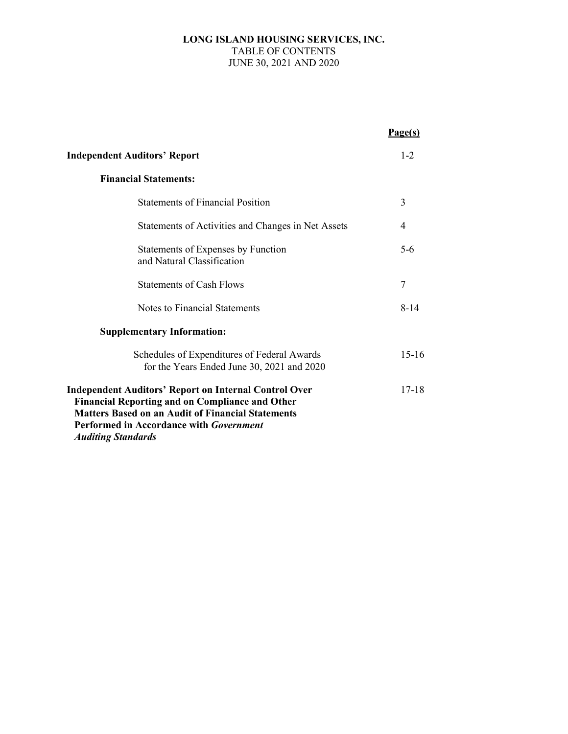# LONG ISLAND HOUSING SERVICES, INC.

TABLE OF CONTENTS

JUNE 30, 2021 AND 2020

| | Page(s) |
|---|---|
| **Independent Auditors' Report** | 1-2 |
| **Financial Statements:** | |
| Statements of Financial Position | 3 |
| Statements of Activities and Changes in Net Assets | 4 |
| Statements of Expenses by Function and Natural Classification | 5-6 |
| Statements of Cash Flows | 7 |
| Notes to Financial Statements | 8-14 |
| **Supplementary Information:** | |
| Schedules of Expenditures of Federal Awards for the Years Ended June 30, 2021 and 2020 | 15-16 |
| **Independent Auditors' Report on Internal Control Over Financial Reporting and on Compliance and Other Matters Based on an Audit of Financial Statements Performed in Accordance with *Government Auditing Standards*** | 17-18 |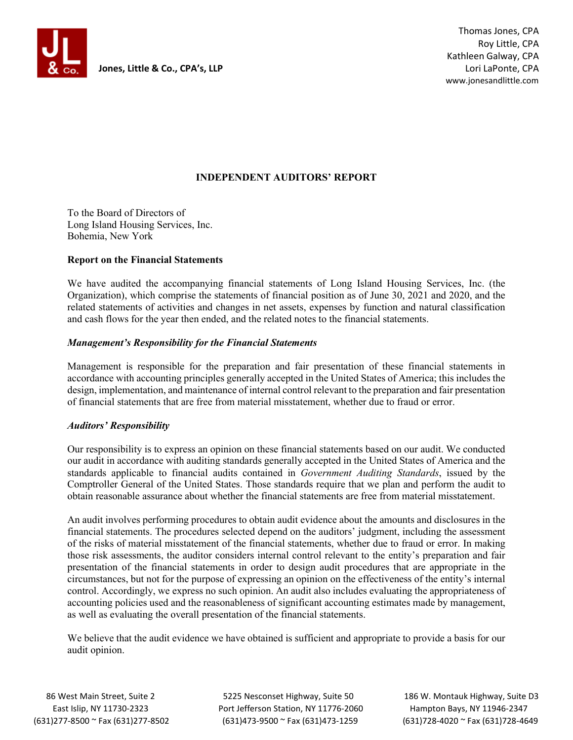Jones, Little & Co., CPA's, LLP

Thomas Jones, CPA
Roy Little, CPA
Kathleen Galway, CPA
Lori LaPonte, CPA
www.jonesandlittle.com

## INDEPENDENT AUDITORS' REPORT

To the Board of Directors of
Long Island Housing Services, Inc.
Bohemia, New York

### Report on the Financial Statements

We have audited the accompanying financial statements of Long Island Housing Services, Inc. (the Organization), which comprise the statements of financial position as of June 30, 2021 and 2020, and the related statements of activities and changes in net assets, expenses by function and natural classification and cash flows for the year then ended, and the related notes to the financial statements.

#### *Management's Responsibility for the Financial Statements*

Management is responsible for the preparation and fair presentation of these financial statements in accordance with accounting principles generally accepted in the United States of America; this includes the design, implementation, and maintenance of internal control relevant to the preparation and fair presentation of financial statements that are free from material misstatement, whether due to fraud or error.

#### *Auditors' Responsibility*

Our responsibility is to express an opinion on these financial statements based on our audit. We conducted our audit in accordance with auditing standards generally accepted in the United States of America and the standards applicable to financial audits contained in *Government Auditing Standards*, issued by the Comptroller General of the United States. Those standards require that we plan and perform the audit to obtain reasonable assurance about whether the financial statements are free from material misstatement.

An audit involves performing procedures to obtain audit evidence about the amounts and disclosures in the financial statements. The procedures selected depend on the auditors' judgment, including the assessment of the risks of material misstatement of the financial statements, whether due to fraud or error. In making those risk assessments, the auditor considers internal control relevant to the entity's preparation and fair presentation of the financial statements in order to design audit procedures that are appropriate in the circumstances, but not for the purpose of expressing an opinion on the effectiveness of the entity's internal control. Accordingly, we express no such opinion. An audit also includes evaluating the appropriateness of accounting policies used and the reasonableness of significant accounting estimates made by management, as well as evaluating the overall presentation of the financial statements.

We believe that the audit evidence we have obtained is sufficient and appropriate to provide a basis for our audit opinion.

86 West Main Street, Suite 2
East Islip, NY 11730-2323
(631)277-8500 ~ Fax (631)277-8502

5225 Nesconset Highway, Suite 50
Port Jefferson Station, NY 11776-2060
(631)473-9500 ~ Fax (631)473-1259

186 W. Montauk Highway, Suite D3
Hampton Bays, NY 11946-2347
(631)728-4020 ~ Fax (631)728-4649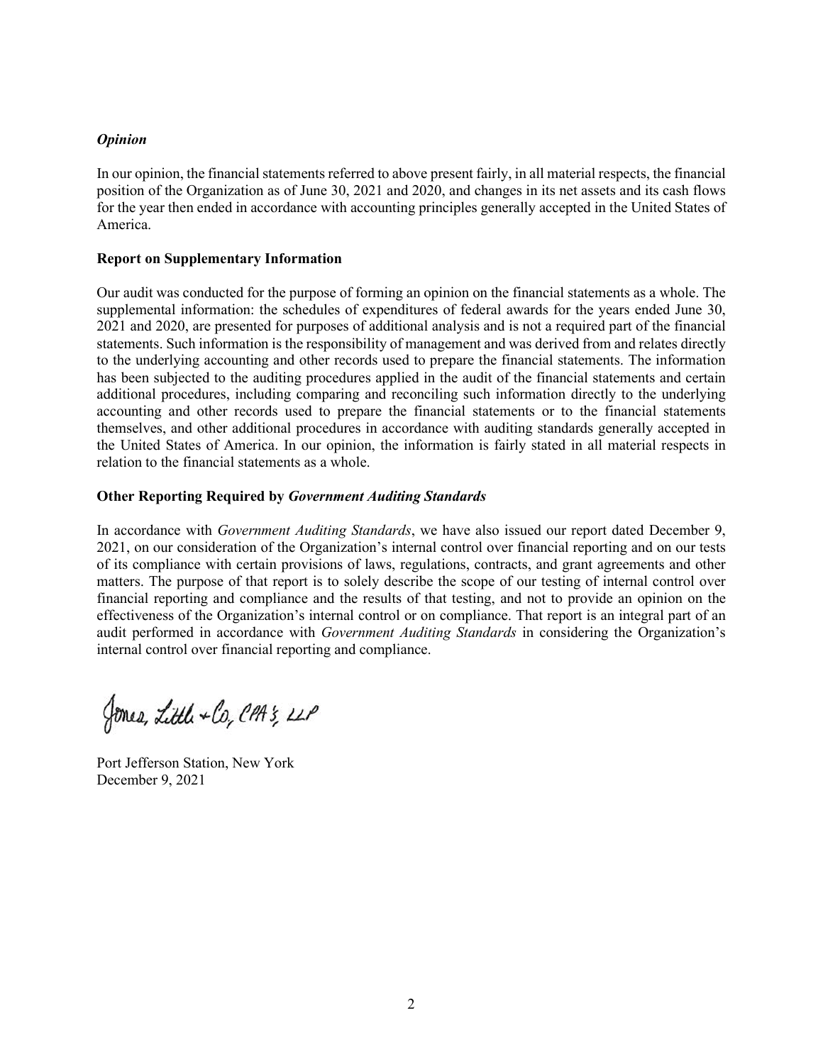### *Opinion*

In our opinion, the financial statements referred to above present fairly, in all material respects, the financial position of the Organization as of June 30, 2021 and 2020, and changes in its net assets and its cash flows for the year then ended in accordance with accounting principles generally accepted in the United States of America.

### Report on Supplementary Information

Our audit was conducted for the purpose of forming an opinion on the financial statements as a whole. The supplemental information: the schedules of expenditures of federal awards for the years ended June 30, 2021 and 2020, are presented for purposes of additional analysis and is not a required part of the financial statements. Such information is the responsibility of management and was derived from and relates directly to the underlying accounting and other records used to prepare the financial statements. The information has been subjected to the auditing procedures applied in the audit of the financial statements and certain additional procedures, including comparing and reconciling such information directly to the underlying accounting and other records used to prepare the financial statements or to the financial statements themselves, and other additional procedures in accordance with auditing standards generally accepted in the United States of America. In our opinion, the information is fairly stated in all material respects in relation to the financial statements as a whole.

### Other Reporting Required by *Government Auditing Standards*

In accordance with *Government Auditing Standards*, we have also issued our report dated December 9, 2021, on our consideration of the Organization's internal control over financial reporting and on our tests of its compliance with certain provisions of laws, regulations, contracts, and grant agreements and other matters. The purpose of that report is to solely describe the scope of our testing of internal control over financial reporting and compliance and the results of that testing, and not to provide an opinion on the effectiveness of the Organization's internal control or on compliance. That report is an integral part of an audit performed in accordance with *Government Auditing Standards* in considering the Organization's internal control over financial reporting and compliance.

Jones, Little & Co., CPA's, LLP

Port Jefferson Station, New York
December 9, 2021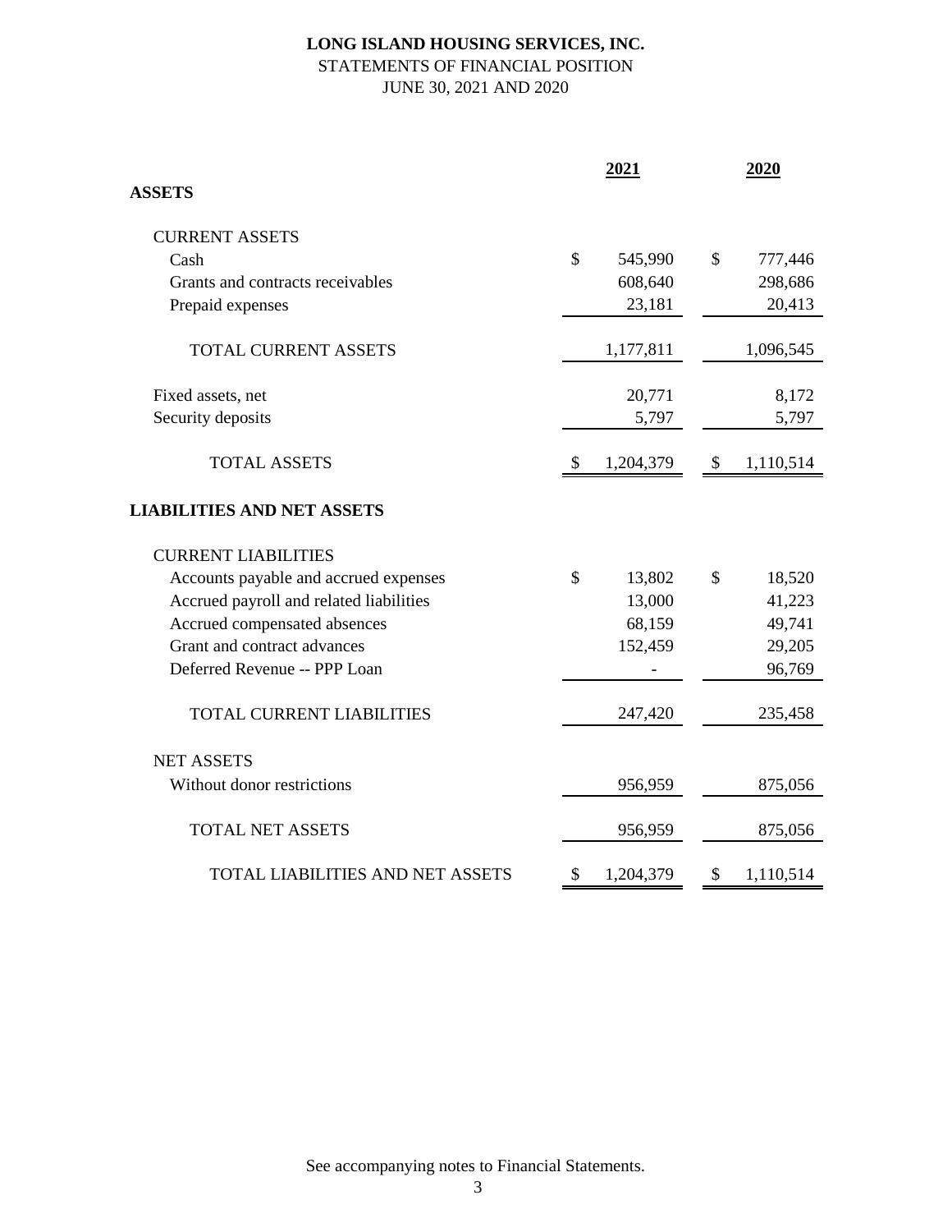# LONG ISLAND HOUSING SERVICES, INC.

STATEMENTS OF FINANCIAL POSITION

JUNE 30, 2021 AND 2020

| | 2021 | 2020 |
|---|---|---|
| **ASSETS** | | |
| CURRENT ASSETS | | |
| Cash | $ 545,990 | $ 777,446 |
| Grants and contracts receivables | 608,640 | 298,686 |
| Prepaid expenses | 23,181 | 20,413 |
| TOTAL CURRENT ASSETS | 1,177,811 | 1,096,545 |
| Fixed assets, net | 20,771 | 8,172 |
| Security deposits | 5,797 | 5,797 |
| TOTAL ASSETS | $ 1,204,379 | $ 1,110,514 |
| **LIABILITIES AND NET ASSETS** | | |
| CURRENT LIABILITIES | | |
| Accounts payable and accrued expenses | $ 13,802 | $ 18,520 |
| Accrued payroll and related liabilities | 13,000 | 41,223 |
| Accrued compensated absences | 68,159 | 49,741 |
| Grant and contract advances | 152,459 | 29,205 |
| Deferred Revenue -- PPP Loan | - | 96,769 |
| TOTAL CURRENT LIABILITIES | 247,420 | 235,458 |
| NET ASSETS | | |
| Without donor restrictions | 956,959 | 875,056 |
| TOTAL NET ASSETS | 956,959 | 875,056 |
| TOTAL LIABILITIES AND NET ASSETS | $ 1,204,379 | $ 1,110,514 |

See accompanying notes to Financial Statements.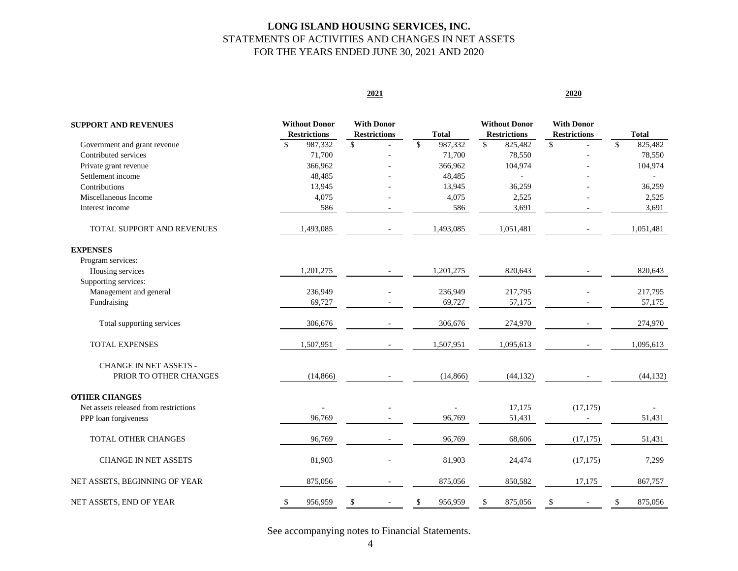# LONG ISLAND HOUSING SERVICES, INC.
## STATEMENTS OF ACTIVITIES AND CHANGES IN NET ASSETS
## FOR THE YEARS ENDED JUNE 30, 2021 AND 2020

| | 2021 | | | 2020 | | |
|---|---|---|---|---|---|---|
| **SUPPORT AND REVENUES** | **Without Donor Restrictions** | **With Donor Restrictions** | **Total** | **Without Donor Restrictions** | **With Donor Restrictions** | **Total** |
| Government and grant revenue | $ 987,332 | $ - | $ 987,332 | $ 825,482 | $ - | $ 825,482 |
| Contributed services | 71,700 | - | 71,700 | 78,550 | - | 78,550 |
| Private grant revenue | 366,962 | - | 366,962 | 104,974 | - | 104,974 |
| Settlement income | 48,485 | - | 48,485 | - | - | - |
| Contributions | 13,945 | - | 13,945 | 36,259 | - | 36,259 |
| Miscellaneous Income | 4,075 | - | 4,075 | 2,525 | - | 2,525 |
| Interest income | 586 | - | 586 | 3,691 | - | 3,691 |
| TOTAL SUPPORT AND REVENUES | 1,493,085 | - | 1,493,085 | 1,051,481 | - | 1,051,481 |
| **EXPENSES** | | | | | | |
| Program services: | | | | | | |
| Housing services | 1,201,275 | - | 1,201,275 | 820,643 | - | 820,643 |
| Supporting services: | | | | | | |
| Management and general | 236,949 | - | 236,949 | 217,795 | - | 217,795 |
| Fundraising | 69,727 | - | 69,727 | 57,175 | - | 57,175 |
| Total supporting services | 306,676 | - | 306,676 | 274,970 | - | 274,970 |
| TOTAL EXPENSES | 1,507,951 | - | 1,507,951 | 1,095,613 | - | 1,095,613 |
| CHANGE IN NET ASSETS - PRIOR TO OTHER CHANGES | (14,866) | - | (14,866) | (44,132) | - | (44,132) |
| **OTHER CHANGES** | | | | | | |
| Net assets released from restrictions | - | - | - | 17,175 | (17,175) | - |
| PPP loan forgiveness | 96,769 | - | 96,769 | 51,431 | - | 51,431 |
| TOTAL OTHER CHANGES | 96,769 | - | 96,769 | 68,606 | (17,175) | 51,431 |
| CHANGE IN NET ASSETS | 81,903 | - | 81,903 | 24,474 | (17,175) | 7,299 |
| NET ASSETS, BEGINNING OF YEAR | 875,056 | - | 875,056 | 850,582 | 17,175 | 867,757 |
| NET ASSETS, END OF YEAR | $ 956,959 | $ - | $ 956,959 | $ 875,056 | $ - | $ 875,056 |

See accompanying notes to Financial Statements.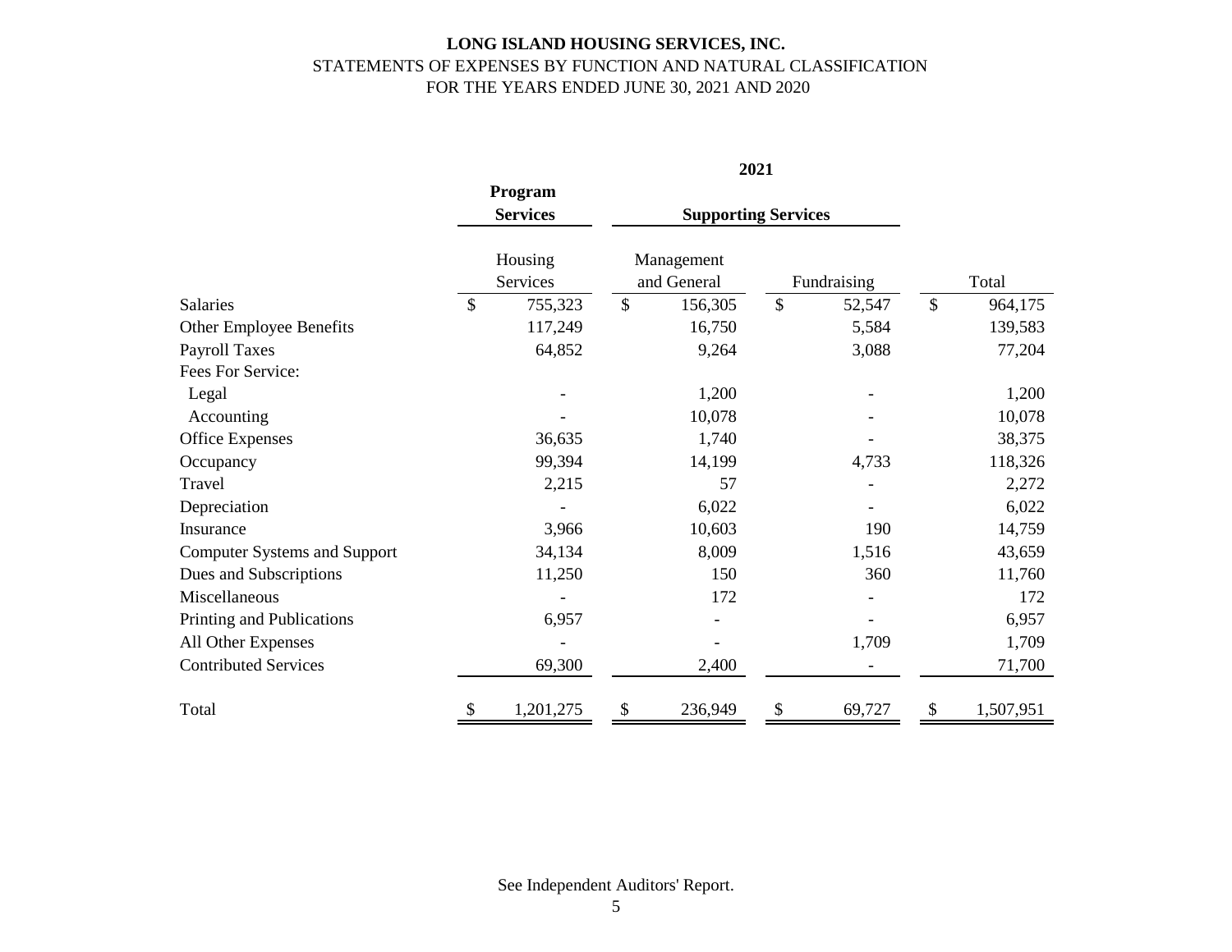**LONG ISLAND HOUSING SERVICES, INC.**
STATEMENTS OF EXPENSES BY FUNCTION AND NATURAL CLASSIFICATION
FOR THE YEARS ENDED JUNE 30, 2021 AND 2020

| | **2021** | | | |
|---|---|---|---|---|
| | **Program Services** | **Supporting Services** | | |
| | Housing Services | Management and General | Fundraising | Total |
| Salaries | $ 755,323 | $ 156,305 | $ 52,547 | $ 964,175 |
| Other Employee Benefits | 117,249 | 16,750 | 5,584 | 139,583 |
| Payroll Taxes | 64,852 | 9,264 | 3,088 | 77,204 |
| Fees For Service: | | | | |
| Legal | - | 1,200 | - | 1,200 |
| Accounting | - | 10,078 | - | 10,078 |
| Office Expenses | 36,635 | 1,740 | - | 38,375 |
| Occupancy | 99,394 | 14,199 | 4,733 | 118,326 |
| Travel | 2,215 | 57 | - | 2,272 |
| Depreciation | - | 6,022 | - | 6,022 |
| Insurance | 3,966 | 10,603 | 190 | 14,759 |
| Computer Systems and Support | 34,134 | 8,009 | 1,516 | 43,659 |
| Dues and Subscriptions | 11,250 | 150 | 360 | 11,760 |
| Miscellaneous | - | 172 | - | 172 |
| Printing and Publications | 6,957 | - | - | 6,957 |
| All Other Expenses | - | - | 1,709 | 1,709 |
| Contributed Services | 69,300 | 2,400 | - | 71,700 |
| Total | $ 1,201,275 | $ 236,949 | $ 69,727 | $ 1,507,951 |

See Independent Auditors' Report.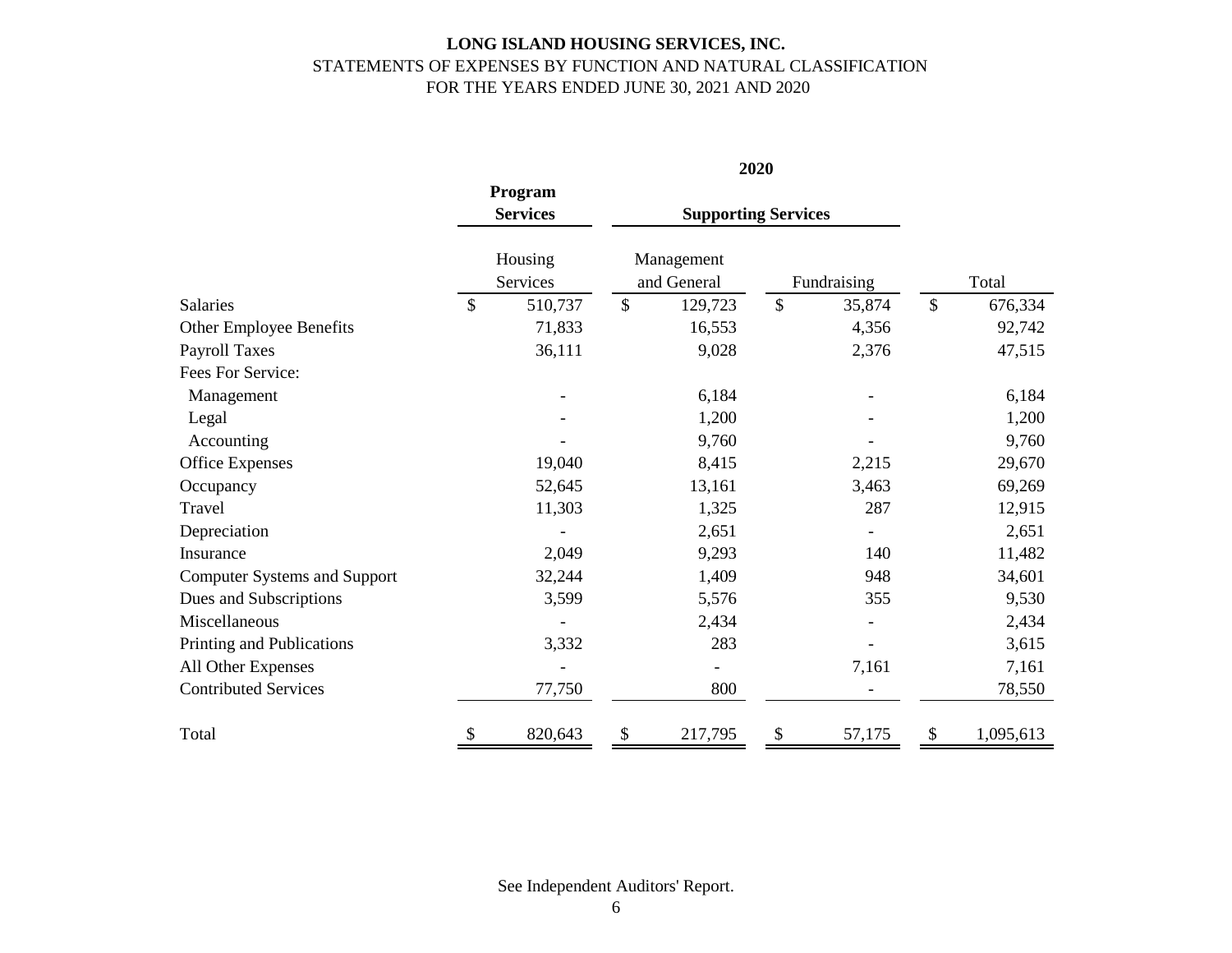**LONG ISLAND HOUSING SERVICES, INC.**
STATEMENTS OF EXPENSES BY FUNCTION AND NATURAL CLASSIFICATION
FOR THE YEARS ENDED JUNE 30, 2021 AND 2020

| | **2020** | | | |
|---|---|---|---|---|
| | **Program Services** | **Supporting Services** | | |
| | Housing Services | Management and General | Fundraising | Total |
| Salaries | $ 510,737 | $ 129,723 | $ 35,874 | $ 676,334 |
| Other Employee Benefits | 71,833 | 16,553 | 4,356 | 92,742 |
| Payroll Taxes | 36,111 | 9,028 | 2,376 | 47,515 |
| Fees For Service: | | | | |
| Management | - | 6,184 | - | 6,184 |
| Legal | - | 1,200 | - | 1,200 |
| Accounting | - | 9,760 | - | 9,760 |
| Office Expenses | 19,040 | 8,415 | 2,215 | 29,670 |
| Occupancy | 52,645 | 13,161 | 3,463 | 69,269 |
| Travel | 11,303 | 1,325 | 287 | 12,915 |
| Depreciation | - | 2,651 | - | 2,651 |
| Insurance | 2,049 | 9,293 | 140 | 11,482 |
| Computer Systems and Support | 32,244 | 1,409 | 948 | 34,601 |
| Dues and Subscriptions | 3,599 | 5,576 | 355 | 9,530 |
| Miscellaneous | - | 2,434 | - | 2,434 |
| Printing and Publications | 3,332 | 283 | - | 3,615 |
| All Other Expenses | - | - | 7,161 | 7,161 |
| Contributed Services | 77,750 | 800 | - | 78,550 |
| Total | $ 820,643 | $ 217,795 | $ 57,175 | $ 1,095,613 |

See Independent Auditors' Report.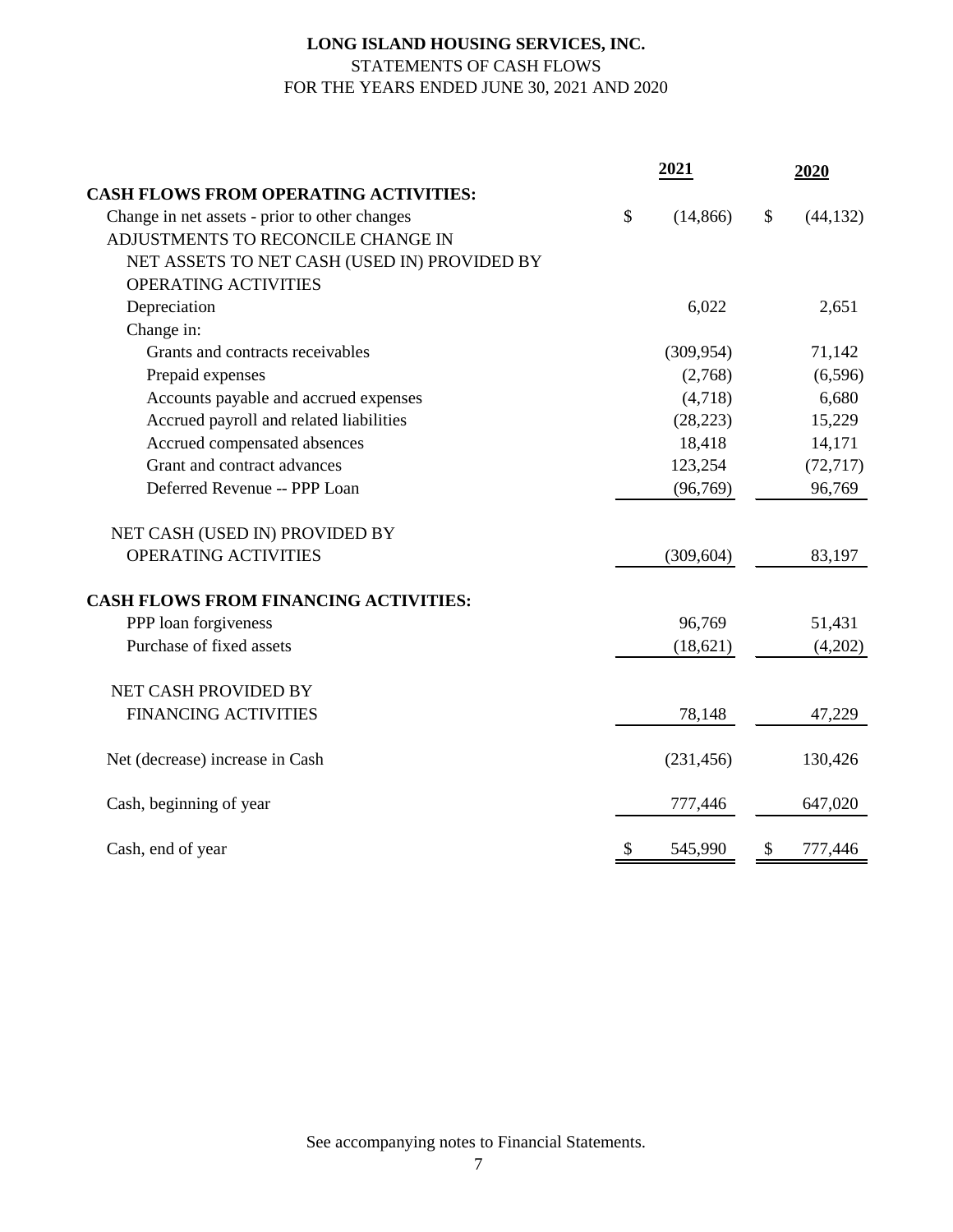**LONG ISLAND HOUSING SERVICES, INC.**

STATEMENTS OF CASH FLOWS

FOR THE YEARS ENDED JUNE 30, 2021 AND 2020

| | 2021 | 2020 |
|---|---|---|
| **CASH FLOWS FROM OPERATING ACTIVITIES:** | | |
| Change in net assets - prior to other changes | $ (14,866) | $ (44,132) |
| ADJUSTMENTS TO RECONCILE CHANGE IN NET ASSETS TO NET CASH (USED IN) PROVIDED BY OPERATING ACTIVITIES | | |
| Depreciation | 6,022 | 2,651 |
| Change in: | | |
| Grants and contracts receivables | (309,954) | 71,142 |
| Prepaid expenses | (2,768) | (6,596) |
| Accounts payable and accrued expenses | (4,718) | 6,680 |
| Accrued payroll and related liabilities | (28,223) | 15,229 |
| Accrued compensated absences | 18,418 | 14,171 |
| Grant and contract advances | 123,254 | (72,717) |
| Deferred Revenue -- PPP Loan | (96,769) | 96,769 |
| NET CASH (USED IN) PROVIDED BY OPERATING ACTIVITIES | (309,604) | 83,197 |
| **CASH FLOWS FROM FINANCING ACTIVITIES:** | | |
| PPP loan forgiveness | 96,769 | 51,431 |
| Purchase of fixed assets | (18,621) | (4,202) |
| NET CASH PROVIDED BY FINANCING ACTIVITIES | 78,148 | 47,229 |
| Net (decrease) increase in Cash | (231,456) | 130,426 |
| Cash, beginning of year | 777,446 | 647,020 |
| Cash, end of year | $ 545,990 | $ 777,446 |

See accompanying notes to Financial Statements.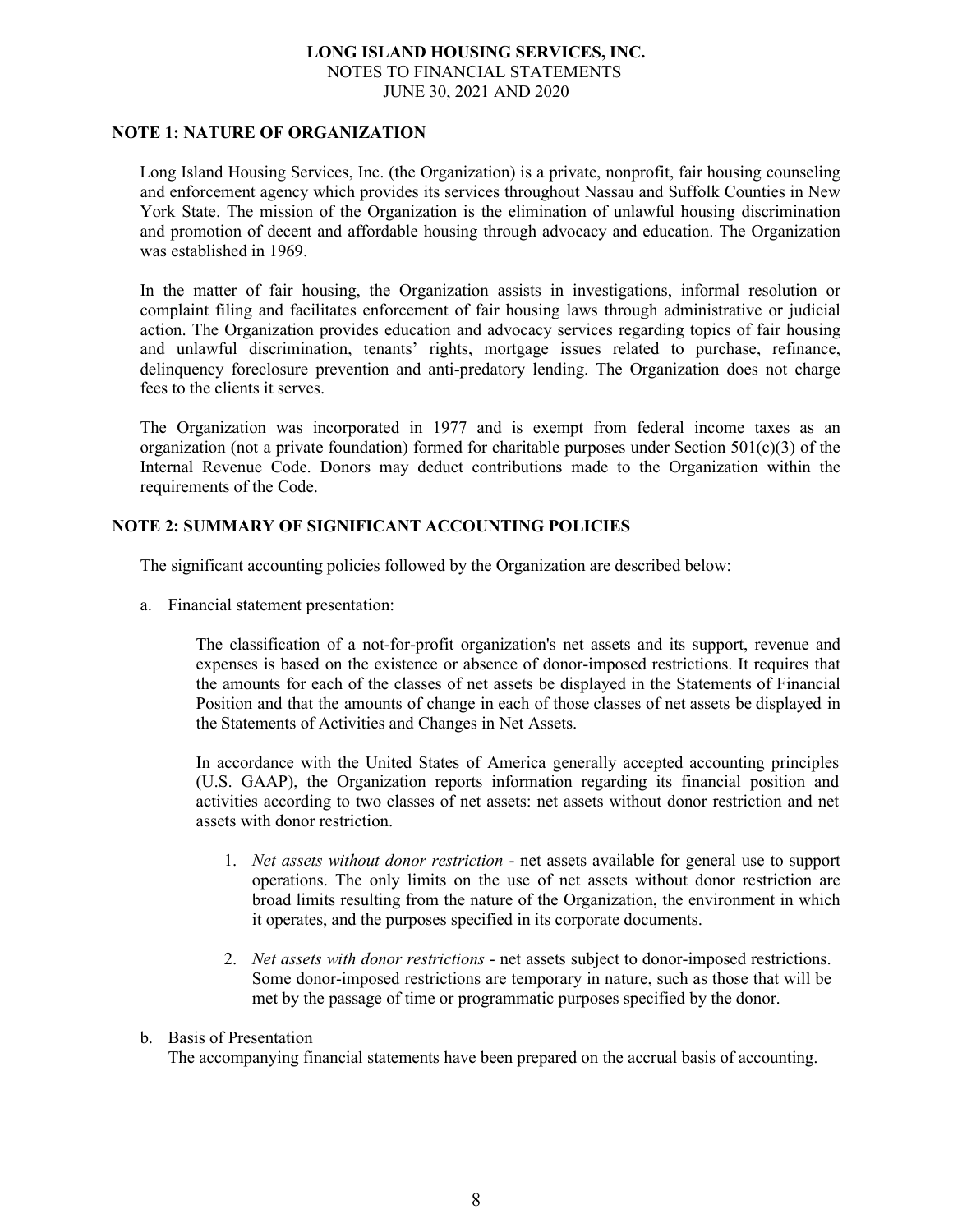## NOTE 1: NATURE OF ORGANIZATION

Long Island Housing Services, Inc. (the Organization) is a private, nonprofit, fair housing counseling and enforcement agency which provides its services throughout Nassau and Suffolk Counties in New York State. The mission of the Organization is the elimination of unlawful housing discrimination and promotion of decent and affordable housing through advocacy and education. The Organization was established in 1969.

In the matter of fair housing, the Organization assists in investigations, informal resolution or complaint filing and facilitates enforcement of fair housing laws through administrative or judicial action. The Organization provides education and advocacy services regarding topics of fair housing and unlawful discrimination, tenants' rights, mortgage issues related to purchase, refinance, delinquency foreclosure prevention and anti-predatory lending. The Organization does not charge fees to the clients it serves.

The Organization was incorporated in 1977 and is exempt from federal income taxes as an organization (not a private foundation) formed for charitable purposes under Section 501(c)(3) of the Internal Revenue Code. Donors may deduct contributions made to the Organization within the requirements of the Code.

## NOTE 2: SUMMARY OF SIGNIFICANT ACCOUNTING POLICIES

The significant accounting policies followed by the Organization are described below:

a. Financial statement presentation:

The classification of a not-for-profit organization's net assets and its support, revenue and expenses is based on the existence or absence of donor-imposed restrictions. It requires that the amounts for each of the classes of net assets be displayed in the Statements of Financial Position and that the amounts of change in each of those classes of net assets be displayed in the Statements of Activities and Changes in Net Assets.

In accordance with the United States of America generally accepted accounting principles (U.S. GAAP), the Organization reports information regarding its financial position and activities according to two classes of net assets: net assets without donor restriction and net assets with donor restriction.

1. *Net assets without donor restriction* - net assets available for general use to support operations. The only limits on the use of net assets without donor restriction are broad limits resulting from the nature of the Organization, the environment in which it operates, and the purposes specified in its corporate documents.

2. *Net assets with donor restrictions* - net assets subject to donor-imposed restrictions. Some donor-imposed restrictions are temporary in nature, such as those that will be met by the passage of time or programmatic purposes specified by the donor.

b. Basis of Presentation

The accompanying financial statements have been prepared on the accrual basis of accounting.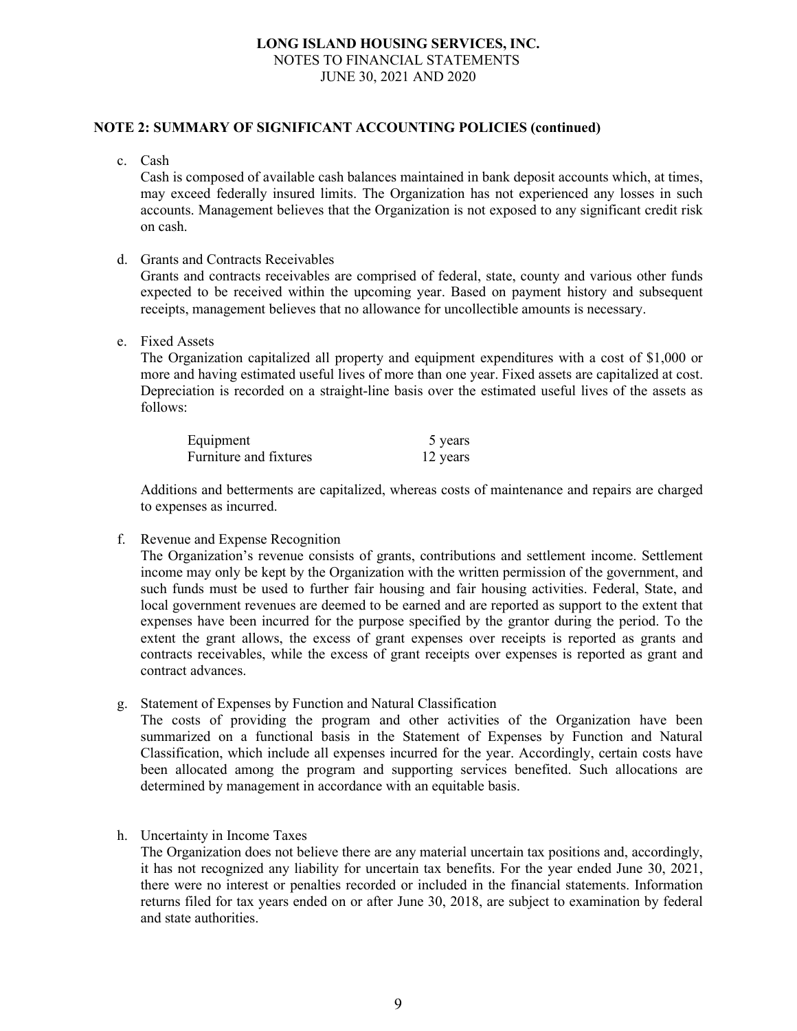## NOTE 2: SUMMARY OF SIGNIFICANT ACCOUNTING POLICIES (continued)

c. Cash

Cash is composed of available cash balances maintained in bank deposit accounts which, at times, may exceed federally insured limits. The Organization has not experienced any losses in such accounts. Management believes that the Organization is not exposed to any significant credit risk on cash.

d. Grants and Contracts Receivables

Grants and contracts receivables are comprised of federal, state, county and various other funds expected to be received within the upcoming year. Based on payment history and subsequent receipts, management believes that no allowance for uncollectible amounts is necessary.

e. Fixed Assets

The Organization capitalized all property and equipment expenditures with a cost of $1,000 or more and having estimated useful lives of more than one year. Fixed assets are capitalized at cost. Depreciation is recorded on a straight-line basis over the estimated useful lives of the assets as follows:

| | |
|---|---|
| Equipment | 5 years |
| Furniture and fixtures | 12 years |

Additions and betterments are capitalized, whereas costs of maintenance and repairs are charged to expenses as incurred.

f. Revenue and Expense Recognition

The Organization's revenue consists of grants, contributions and settlement income. Settlement income may only be kept by the Organization with the written permission of the government, and such funds must be used to further fair housing and fair housing activities. Federal, State, and local government revenues are deemed to be earned and are reported as support to the extent that expenses have been incurred for the purpose specified by the grantor during the period. To the extent the grant allows, the excess of grant expenses over receipts is reported as grants and contracts receivables, while the excess of grant receipts over expenses is reported as grant and contract advances.

g. Statement of Expenses by Function and Natural Classification

The costs of providing the program and other activities of the Organization have been summarized on a functional basis in the Statement of Expenses by Function and Natural Classification, which include all expenses incurred for the year. Accordingly, certain costs have been allocated among the program and supporting services benefited. Such allocations are determined by management in accordance with an equitable basis.

h. Uncertainty in Income Taxes

The Organization does not believe there are any material uncertain tax positions and, accordingly, it has not recognized any liability for uncertain tax benefits. For the year ended June 30, 2021, there were no interest or penalties recorded or included in the financial statements. Information returns filed for tax years ended on or after June 30, 2018, are subject to examination by federal and state authorities.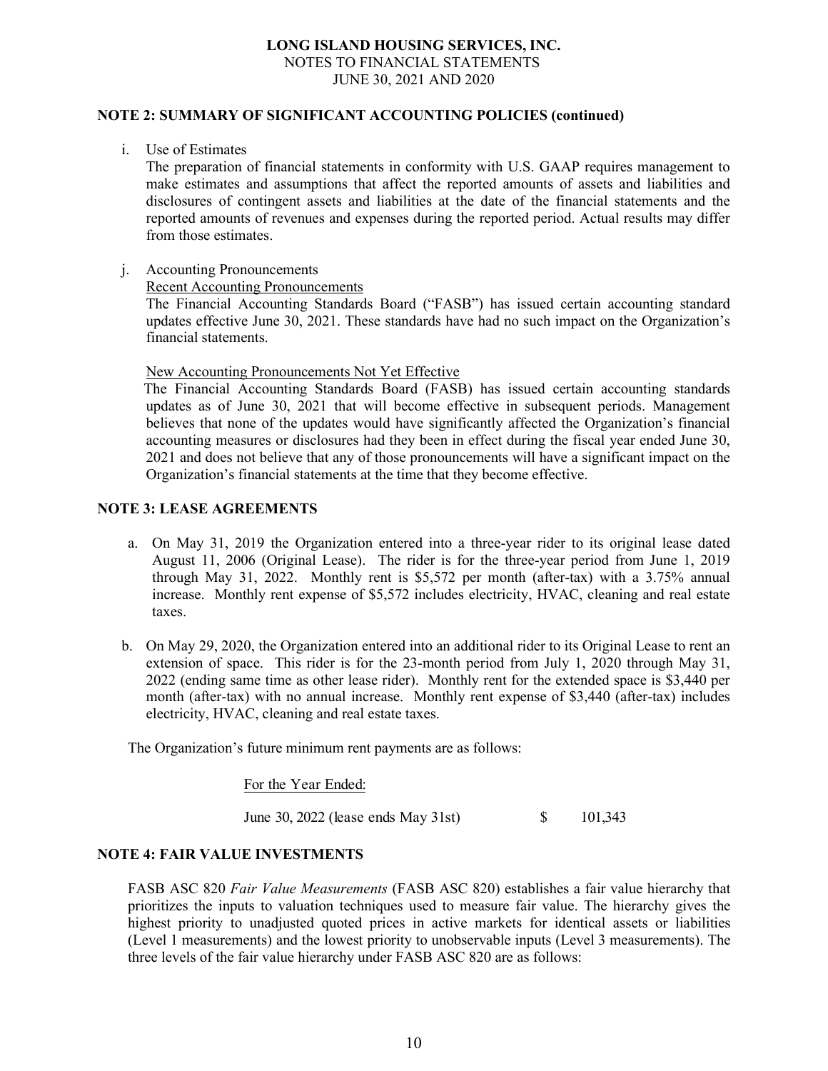## NOTE 2: SUMMARY OF SIGNIFICANT ACCOUNTING POLICIES (continued)

i. Use of Estimates

The preparation of financial statements in conformity with U.S. GAAP requires management to make estimates and assumptions that affect the reported amounts of assets and liabilities and disclosures of contingent assets and liabilities at the date of the financial statements and the reported amounts of revenues and expenses during the reported period. Actual results may differ from those estimates.

j. Accounting Pronouncements

Recent Accounting Pronouncements

The Financial Accounting Standards Board ("FASB") has issued certain accounting standard updates effective June 30, 2021. These standards have had no such impact on the Organization's financial statements.

New Accounting Pronouncements Not Yet Effective

The Financial Accounting Standards Board (FASB) has issued certain accounting standards updates as of June 30, 2021 that will become effective in subsequent periods. Management believes that none of the updates would have significantly affected the Organization's financial accounting measures or disclosures had they been in effect during the fiscal year ended June 30, 2021 and does not believe that any of those pronouncements will have a significant impact on the Organization's financial statements at the time that they become effective.

## NOTE 3: LEASE AGREEMENTS

a. On May 31, 2019 the Organization entered into a three-year rider to its original lease dated August 11, 2006 (Original Lease). The rider is for the three-year period from June 1, 2019 through May 31, 2022. Monthly rent is $5,572 per month (after-tax) with a 3.75% annual increase. Monthly rent expense of $5,572 includes electricity, HVAC, cleaning and real estate taxes.

b. On May 29, 2020, the Organization entered into an additional rider to its Original Lease to rent an extension of space. This rider is for the 23-month period from July 1, 2020 through May 31, 2022 (ending same time as other lease rider). Monthly rent for the extended space is $3,440 per month (after-tax) with no annual increase. Monthly rent expense of $3,440 (after-tax) includes electricity, HVAC, cleaning and real estate taxes.

The Organization's future minimum rent payments are as follows:

| For the Year Ended: | |
|---|---|
| June 30, 2022 (lease ends May 31st) | $ 101,343 |

## NOTE 4: FAIR VALUE INVESTMENTS

FASB ASC 820 *Fair Value Measurements* (FASB ASC 820) establishes a fair value hierarchy that prioritizes the inputs to valuation techniques used to measure fair value. The hierarchy gives the highest priority to unadjusted quoted prices in active markets for identical assets or liabilities (Level 1 measurements) and the lowest priority to unobservable inputs (Level 3 measurements). The three levels of the fair value hierarchy under FASB ASC 820 are as follows: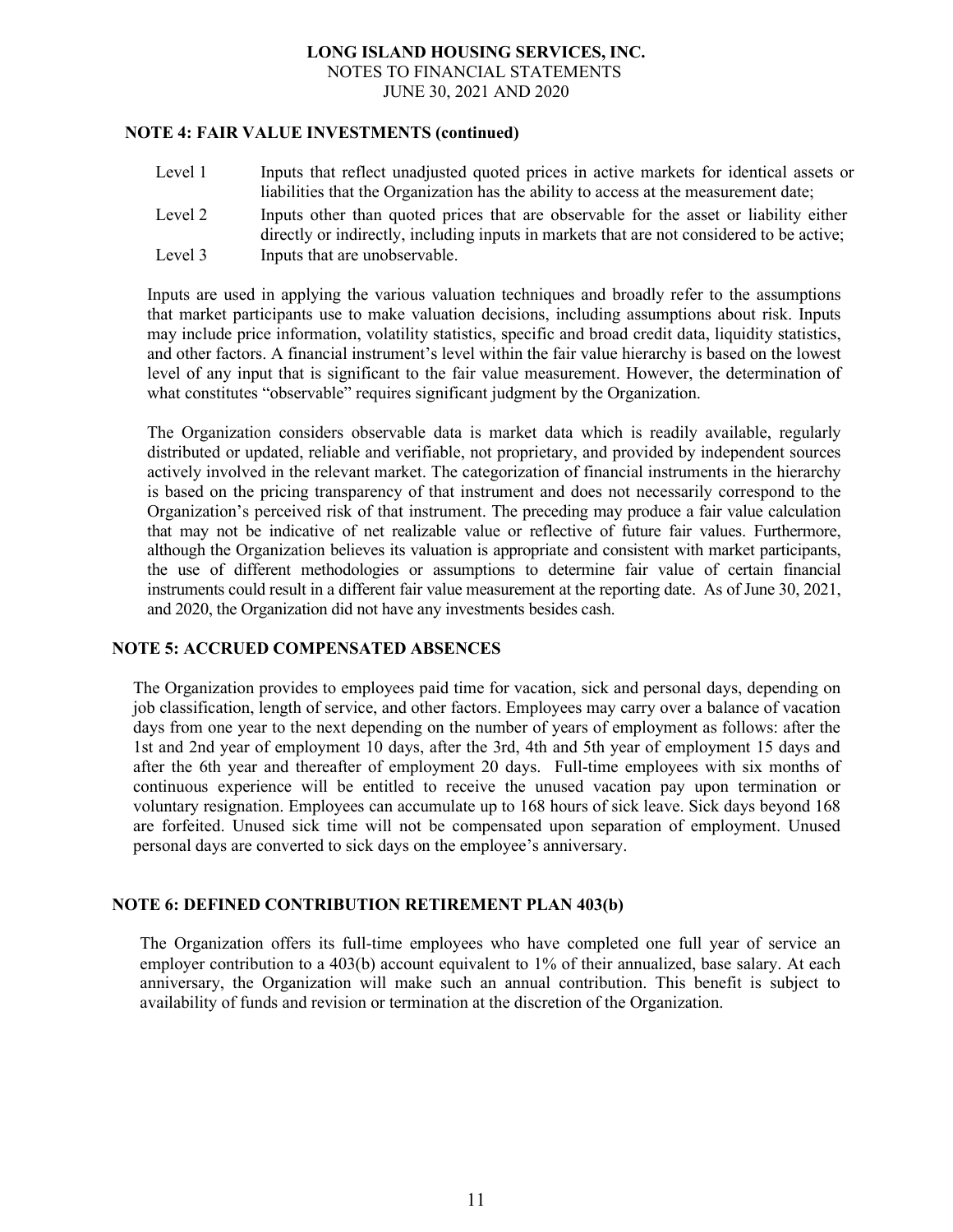## NOTE 4: FAIR VALUE INVESTMENTS (continued)

| | |
|---|---|
| Level 1 | Inputs that reflect unadjusted quoted prices in active markets for identical assets or liabilities that the Organization has the ability to access at the measurement date; |
| Level 2 | Inputs other than quoted prices that are observable for the asset or liability either directly or indirectly, including inputs in markets that are not considered to be active; |
| Level 3 | Inputs that are unobservable. |

Inputs are used in applying the various valuation techniques and broadly refer to the assumptions that market participants use to make valuation decisions, including assumptions about risk. Inputs may include price information, volatility statistics, specific and broad credit data, liquidity statistics, and other factors. A financial instrument's level within the fair value hierarchy is based on the lowest level of any input that is significant to the fair value measurement. However, the determination of what constitutes "observable" requires significant judgment by the Organization.

The Organization considers observable data is market data which is readily available, regularly distributed or updated, reliable and verifiable, not proprietary, and provided by independent sources actively involved in the relevant market. The categorization of financial instruments in the hierarchy is based on the pricing transparency of that instrument and does not necessarily correspond to the Organization's perceived risk of that instrument. The preceding may produce a fair value calculation that may not be indicative of net realizable value or reflective of future fair values. Furthermore, although the Organization believes its valuation is appropriate and consistent with market participants, the use of different methodologies or assumptions to determine fair value of certain financial instruments could result in a different fair value measurement at the reporting date. As of June 30, 2021, and 2020, the Organization did not have any investments besides cash.

## NOTE 5: ACCRUED COMPENSATED ABSENCES

The Organization provides to employees paid time for vacation, sick and personal days, depending on job classification, length of service, and other factors. Employees may carry over a balance of vacation days from one year to the next depending on the number of years of employment as follows: after the 1st and 2nd year of employment 10 days, after the 3rd, 4th and 5th year of employment 15 days and after the 6th year and thereafter of employment 20 days. Full-time employees with six months of continuous experience will be entitled to receive the unused vacation pay upon termination or voluntary resignation. Employees can accumulate up to 168 hours of sick leave. Sick days beyond 168 are forfeited. Unused sick time will not be compensated upon separation of employment. Unused personal days are converted to sick days on the employee's anniversary.

## NOTE 6: DEFINED CONTRIBUTION RETIREMENT PLAN 403(b)

The Organization offers its full-time employees who have completed one full year of service an employer contribution to a 403(b) account equivalent to 1% of their annualized, base salary. At each anniversary, the Organization will make such an annual contribution. This benefit is subject to availability of funds and revision or termination at the discretion of the Organization.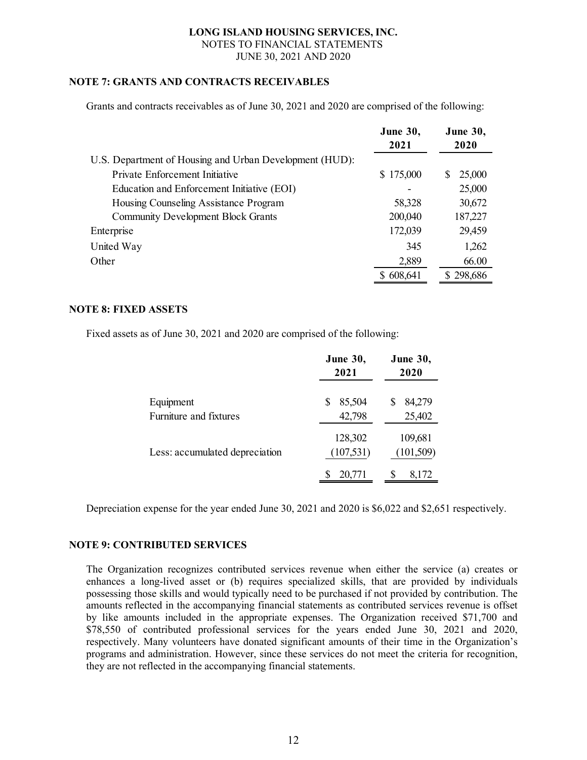LONG ISLAND HOUSING SERVICES, INC.
NOTES TO FINANCIAL STATEMENTS
JUNE 30, 2021 AND 2020

## NOTE 7: GRANTS AND CONTRACTS RECEIVABLES

Grants and contracts receivables as of June 30, 2021 and 2020 are comprised of the following:

| | June 30, 2021 | June 30, 2020 |
|---|---|---|
| U.S. Department of Housing and Urban Development (HUD): | | |
| Private Enforcement Initiative | $ 175,000 | $ 25,000 |
| Education and Enforcement Initiative (EOI) | - | 25,000 |
| Housing Counseling Assistance Program | 58,328 | 30,672 |
| Community Development Block Grants | 200,040 | 187,227 |
| Enterprise | 172,039 | 29,459 |
| United Way | 345 | 1,262 |
| Other | 2,889 | 66.00 |
| | $ 608,641 | $ 298,686 |

## NOTE 8: FIXED ASSETS

Fixed assets as of June 30, 2021 and 2020 are comprised of the following:

| | June 30, 2021 | June 30, 2020 |
|---|---|---|
| Equipment | $ 85,504 | $ 84,279 |
| Furniture and fixtures | 42,798 | 25,402 |
| | 128,302 | 109,681 |
| Less: accumulated depreciation | (107,531) | (101,509) |
| | $ 20,771 | $ 8,172 |

Depreciation expense for the year ended June 30, 2021 and 2020 is $6,022 and $2,651 respectively.

## NOTE 9: CONTRIBUTED SERVICES

The Organization recognizes contributed services revenue when either the service (a) creates or enhances a long-lived asset or (b) requires specialized skills, that are provided by individuals possessing those skills and would typically need to be purchased if not provided by contribution. The amounts reflected in the accompanying financial statements as contributed services revenue is offset by like amounts included in the appropriate expenses. The Organization received $71,700 and $78,550 of contributed professional services for the years ended June 30, 2021 and 2020, respectively. Many volunteers have donated significant amounts of their time in the Organization's programs and administration. However, since these services do not meet the criteria for recognition, they are not reflected in the accompanying financial statements.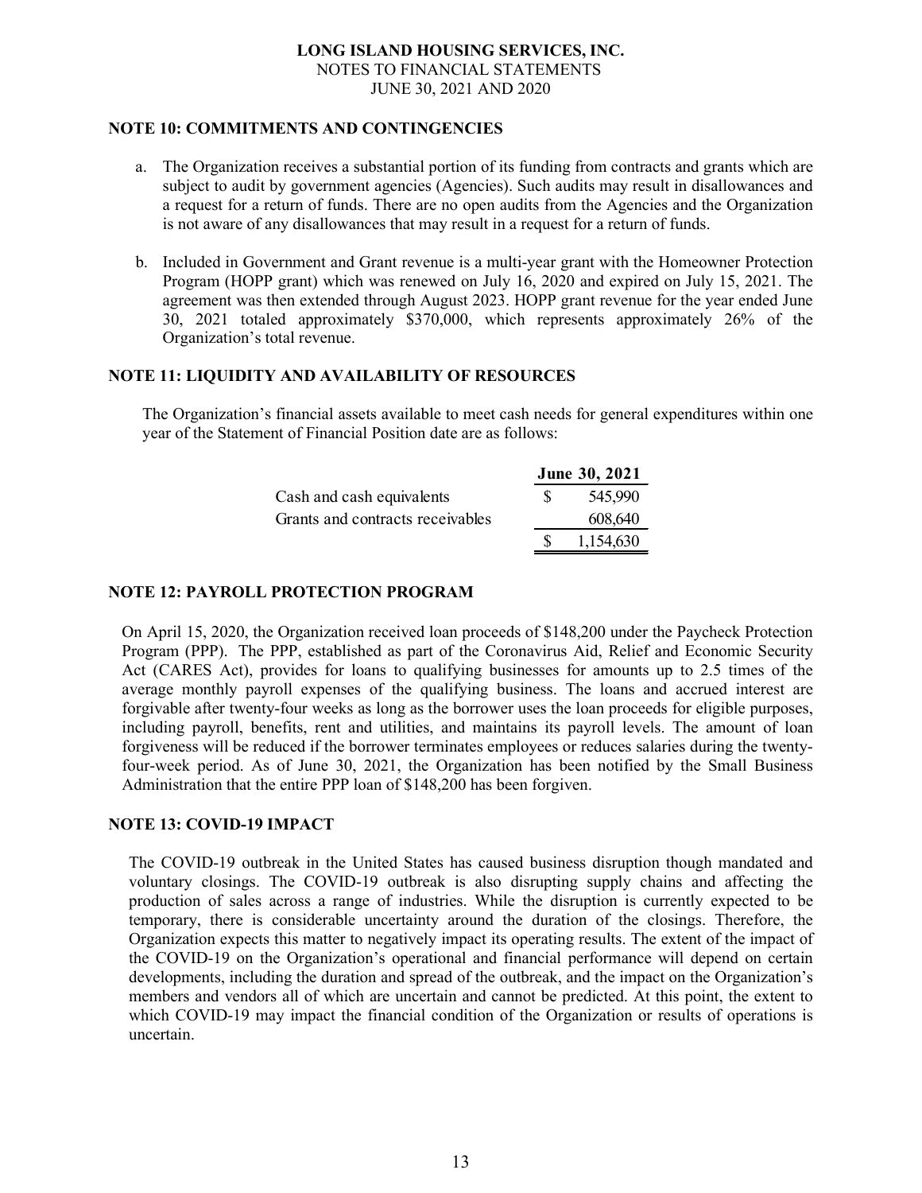**LONG ISLAND HOUSING SERVICES, INC.**
NOTES TO FINANCIAL STATEMENTS
JUNE 30, 2021 AND 2020

## NOTE 10: COMMITMENTS AND CONTINGENCIES

a. The Organization receives a substantial portion of its funding from contracts and grants which are subject to audit by government agencies (Agencies). Such audits may result in disallowances and a request for a return of funds. There are no open audits from the Agencies and the Organization is not aware of any disallowances that may result in a request for a return of funds.

b. Included in Government and Grant revenue is a multi-year grant with the Homeowner Protection Program (HOPP grant) which was renewed on July 16, 2020 and expired on July 15, 2021. The agreement was then extended through August 2023. HOPP grant revenue for the year ended June 30, 2021 totaled approximately $370,000, which represents approximately 26% of the Organization's total revenue.

## NOTE 11: LIQUIDITY AND AVAILABILITY OF RESOURCES

The Organization's financial assets available to meet cash needs for general expenditures within one year of the Statement of Financial Position date are as follows:

| | June 30, 2021 |
|---|---|
| Cash and cash equivalents | $ 545,990 |
| Grants and contracts receivables | 608,640 |
| | $ 1,154,630 |

## NOTE 12: PAYROLL PROTECTION PROGRAM

On April 15, 2020, the Organization received loan proceeds of $148,200 under the Paycheck Protection Program (PPP). The PPP, established as part of the Coronavirus Aid, Relief and Economic Security Act (CARES Act), provides for loans to qualifying businesses for amounts up to 2.5 times of the average monthly payroll expenses of the qualifying business. The loans and accrued interest are forgivable after twenty-four weeks as long as the borrower uses the loan proceeds for eligible purposes, including payroll, benefits, rent and utilities, and maintains its payroll levels. The amount of loan forgiveness will be reduced if the borrower terminates employees or reduces salaries during the twenty-four-week period. As of June 30, 2021, the Organization has been notified by the Small Business Administration that the entire PPP loan of $148,200 has been forgiven.

## NOTE 13: COVID-19 IMPACT

The COVID-19 outbreak in the United States has caused business disruption though mandated and voluntary closings. The COVID-19 outbreak is also disrupting supply chains and affecting the production of sales across a range of industries. While the disruption is currently expected to be temporary, there is considerable uncertainty around the duration of the closings. Therefore, the Organization expects this matter to negatively impact its operating results. The extent of the impact of the COVID-19 on the Organization's operational and financial performance will depend on certain developments, including the duration and spread of the outbreak, and the impact on the Organization's members and vendors all of which are uncertain and cannot be predicted. At this point, the extent to which COVID-19 may impact the financial condition of the Organization or results of operations is uncertain.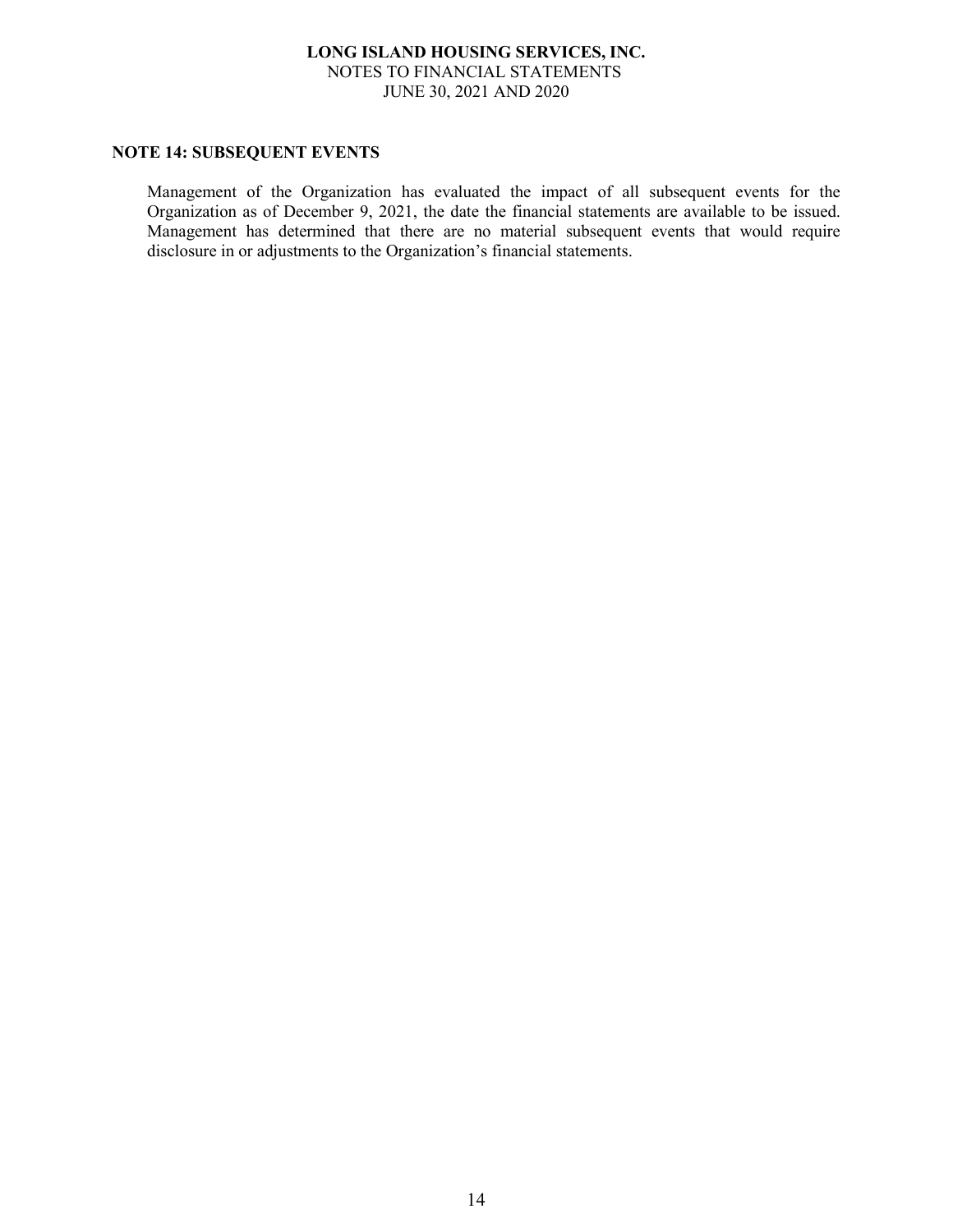## NOTE 14: SUBSEQUENT EVENTS

Management of the Organization has evaluated the impact of all subsequent events for the Organization as of December 9, 2021, the date the financial statements are available to be issued. Management has determined that there are no material subsequent events that would require disclosure in or adjustments to the Organization's financial statements.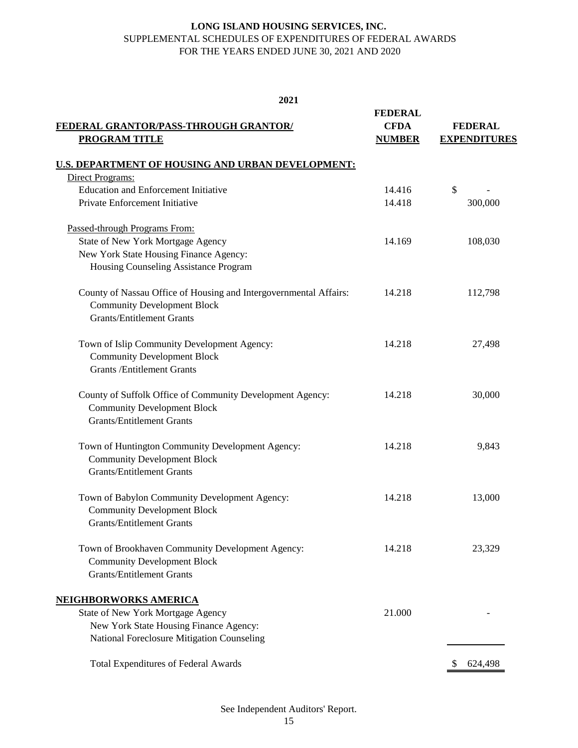**LONG ISLAND HOUSING SERVICES, INC.**
SUPPLEMENTAL SCHEDULES OF EXPENDITURES OF FEDERAL AWARDS
FOR THE YEARS ENDED JUNE 30, 2021 AND 2020

**2021**

| FEDERAL GRANTOR/PASS-THROUGH GRANTOR/ PROGRAM TITLE | FEDERAL CFDA NUMBER | FEDERAL EXPENDITURES |
|---|---|---|
| **U.S. DEPARTMENT OF HOUSING AND URBAN DEVELOPMENT:** | | |
| Direct Programs: | | |
| Education and Enforcement Initiative | 14.416 | $ - |
| Private Enforcement Initiative | 14.418 | 300,000 |
| Passed-through Programs From: | | |
| State of New York Mortgage Agency New York State Housing Finance Agency: Housing Counseling Assistance Program | 14.169 | 108,030 |
| County of Nassau Office of Housing and Intergovernmental Affairs: Community Development Block Grants/Entitlement Grants | 14.218 | 112,798 |
| Town of Islip Community Development Agency: Community Development Block Grants /Entitlement Grants | 14.218 | 27,498 |
| County of Suffolk Office of Community Development Agency: Community Development Block Grants/Entitlement Grants | 14.218 | 30,000 |
| Town of Huntington Community Development Agency: Community Development Block Grants/Entitlement Grants | 14.218 | 9,843 |
| Town of Babylon Community Development Agency: Community Development Block Grants/Entitlement Grants | 14.218 | 13,000 |
| Town of Brookhaven Community Development Agency: Community Development Block Grants/Entitlement Grants | 14.218 | 23,329 |
| **NEIGHBORWORKS AMERICA** | | |
| State of New York Mortgage Agency New York State Housing Finance Agency: National Foreclosure Mitigation Counseling | 21.000 | - |
| Total Expenditures of Federal Awards | | $ 624,498 |

See Independent Auditors' Report.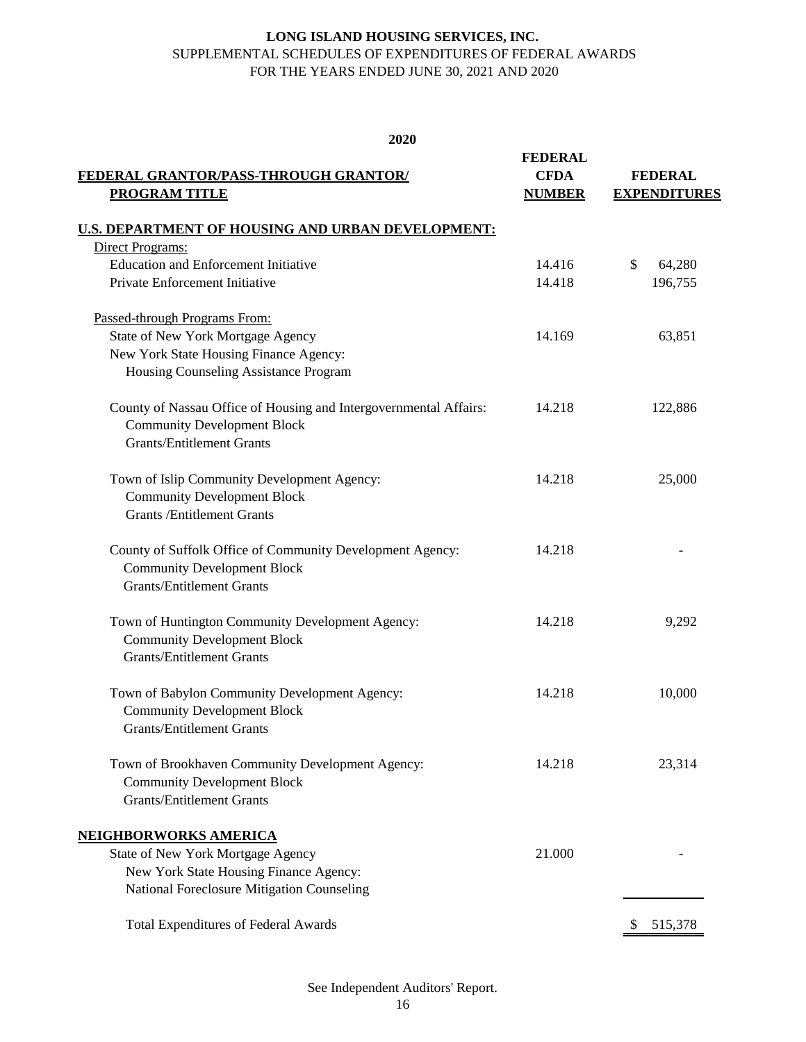**LONG ISLAND HOUSING SERVICES, INC.**
SUPPLEMENTAL SCHEDULES OF EXPENDITURES OF FEDERAL AWARDS
FOR THE YEARS ENDED JUNE 30, 2021 AND 2020

**2020**

| FEDERAL GRANTOR/PASS-THROUGH GRANTOR/ PROGRAM TITLE | FEDERAL CFDA NUMBER | FEDERAL EXPENDITURES |
|---|---|---|
| **U.S. DEPARTMENT OF HOUSING AND URBAN DEVELOPMENT:** | | |
| Direct Programs: | | |
| Education and Enforcement Initiative | 14.416 | $ 64,280 |
| Private Enforcement Initiative | 14.418 | 196,755 |
| Passed-through Programs From: | | |
| State of New York Mortgage Agency New York State Housing Finance Agency: Housing Counseling Assistance Program | 14.169 | 63,851 |
| County of Nassau Office of Housing and Intergovernmental Affairs: Community Development Block Grants/Entitlement Grants | 14.218 | 122,886 |
| Town of Islip Community Development Agency: Community Development Block Grants /Entitlement Grants | 14.218 | 25,000 |
| County of Suffolk Office of Community Development Agency: Community Development Block Grants/Entitlement Grants | 14.218 | - |
| Town of Huntington Community Development Agency: Community Development Block Grants/Entitlement Grants | 14.218 | 9,292 |
| Town of Babylon Community Development Agency: Community Development Block Grants/Entitlement Grants | 14.218 | 10,000 |
| Town of Brookhaven Community Development Agency: Community Development Block Grants/Entitlement Grants | 14.218 | 23,314 |
| **NEIGHBORWORKS AMERICA** | | |
| State of New York Mortgage Agency New York State Housing Finance Agency: National Foreclosure Mitigation Counseling | 21.000 | - |
| Total Expenditures of Federal Awards | | $ 515,378 |

See Independent Auditors' Report.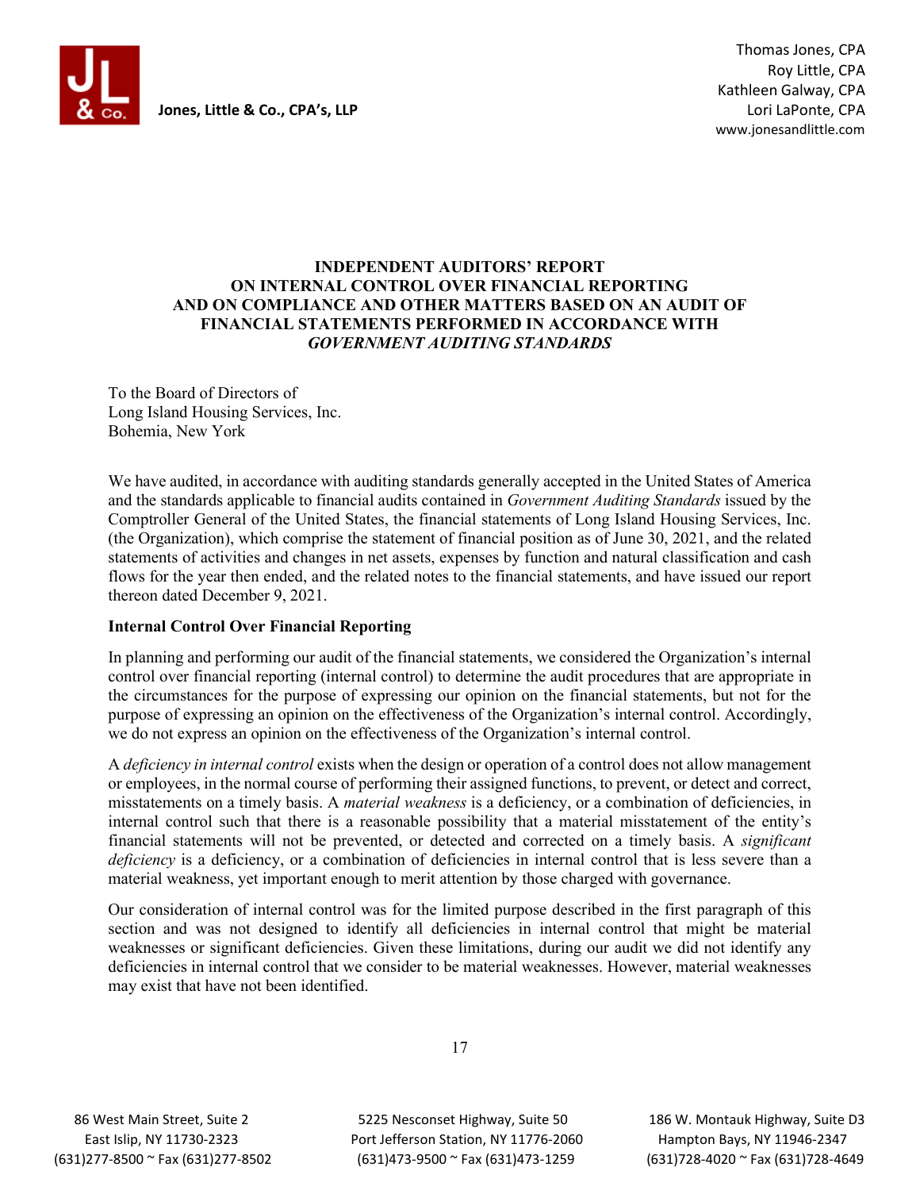**Jones, Little & Co., CPA's, LLP**

Thomas Jones, CPA
Roy Little, CPA
Kathleen Galway, CPA
Lori LaPonte, CPA
www.jonesandlittle.com

# INDEPENDENT AUDITORS' REPORT ON INTERNAL CONTROL OVER FINANCIAL REPORTING AND ON COMPLIANCE AND OTHER MATTERS BASED ON AN AUDIT OF FINANCIAL STATEMENTS PERFORMED IN ACCORDANCE WITH *GOVERNMENT AUDITING STANDARDS*

To the Board of Directors of
Long Island Housing Services, Inc.
Bohemia, New York

We have audited, in accordance with auditing standards generally accepted in the United States of America and the standards applicable to financial audits contained in *Government Auditing Standards* issued by the Comptroller General of the United States, the financial statements of Long Island Housing Services, Inc. (the Organization), which comprise the statement of financial position as of June 30, 2021, and the related statements of activities and changes in net assets, expenses by function and natural classification and cash flows for the year then ended, and the related notes to the financial statements, and have issued our report thereon dated December 9, 2021.

**Internal Control Over Financial Reporting**

In planning and performing our audit of the financial statements, we considered the Organization's internal control over financial reporting (internal control) to determine the audit procedures that are appropriate in the circumstances for the purpose of expressing our opinion on the financial statements, but not for the purpose of expressing an opinion on the effectiveness of the Organization's internal control. Accordingly, we do not express an opinion on the effectiveness of the Organization's internal control.

A *deficiency in internal control* exists when the design or operation of a control does not allow management or employees, in the normal course of performing their assigned functions, to prevent, or detect and correct, misstatements on a timely basis. A *material weakness* is a deficiency, or a combination of deficiencies, in internal control such that there is a reasonable possibility that a material misstatement of the entity's financial statements will not be prevented, or detected and corrected on a timely basis. A *significant deficiency* is a deficiency, or a combination of deficiencies in internal control that is less severe than a material weakness, yet important enough to merit attention by those charged with governance.

Our consideration of internal control was for the limited purpose described in the first paragraph of this section and was not designed to identify all deficiencies in internal control that might be material weaknesses or significant deficiencies. Given these limitations, during our audit we did not identify any deficiencies in internal control that we consider to be material weaknesses. However, material weaknesses may exist that have not been identified.

86 West Main Street, Suite 2
East Islip, NY 11730-2323
(631)277-8500 ~ Fax (631)277-8502

5225 Nesconset Highway, Suite 50
Port Jefferson Station, NY 11776-2060
(631)473-9500 ~ Fax (631)473-1259

186 W. Montauk Highway, Suite D3
Hampton Bays, NY 11946-2347
(631)728-4020 ~ Fax (631)728-4649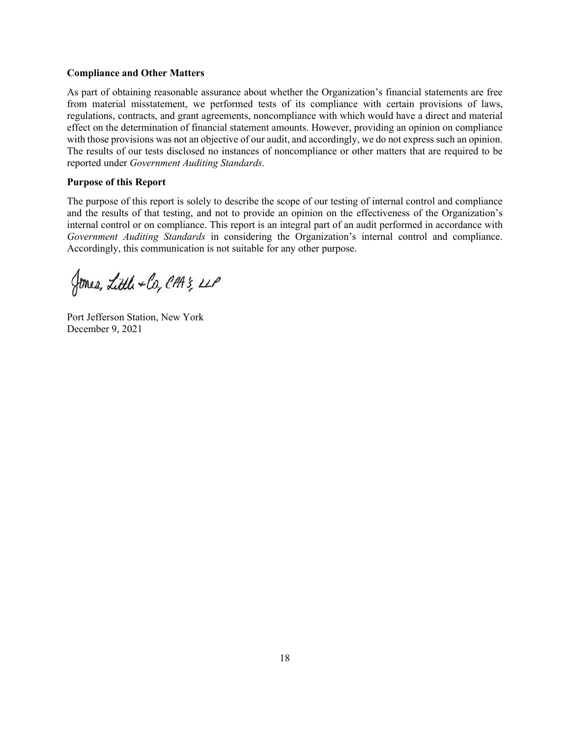**Compliance and Other Matters**

As part of obtaining reasonable assurance about whether the Organization's financial statements are free from material misstatement, we performed tests of its compliance with certain provisions of laws, regulations, contracts, and grant agreements, noncompliance with which would have a direct and material effect on the determination of financial statement amounts. However, providing an opinion on compliance with those provisions was not an objective of our audit, and accordingly, we do not express such an opinion. The results of our tests disclosed no instances of noncompliance or other matters that are required to be reported under *Government Auditing Standards*.

**Purpose of this Report**

The purpose of this report is solely to describe the scope of our testing of internal control and compliance and the results of that testing, and not to provide an opinion on the effectiveness of the Organization's internal control or on compliance. This report is an integral part of an audit performed in accordance with *Government Auditing Standards* in considering the Organization's internal control and compliance. Accordingly, this communication is not suitable for any other purpose.

Jones, Little & Co, CPA's, LLP

Port Jefferson Station, New York
December 9, 2021